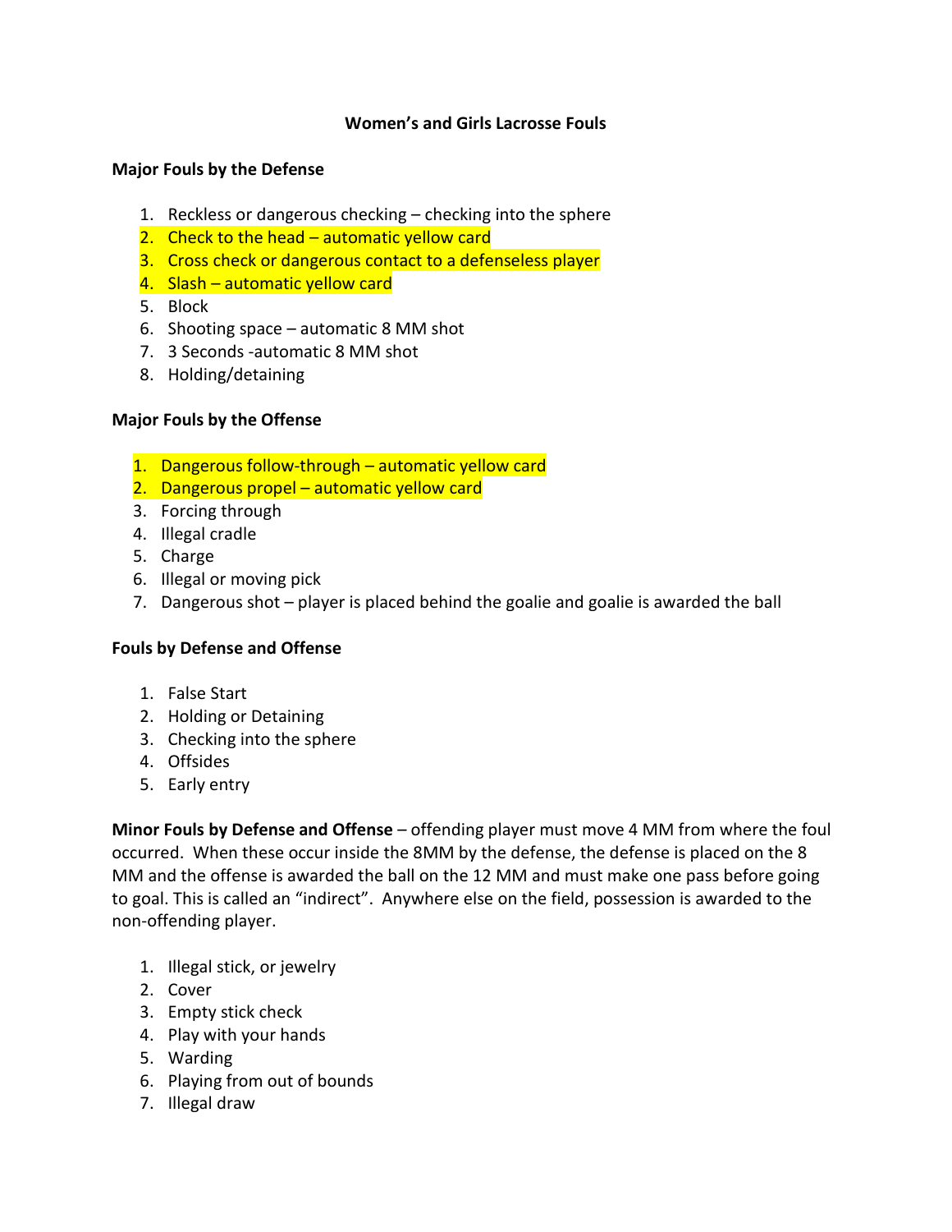# Women's and Girls Lacrosse Fouls

**Major Fouls by the Defense**

1. Reckless or dangerous checking – checking into the sphere
2. Check to the head – automatic yellow card
3. Cross check or dangerous contact to a defenseless player
4. Slash – automatic yellow card
5. Block
6. Shooting space – automatic 8 MM shot
7. 3 Seconds -automatic 8 MM shot
8. Holding/detaining

**Major Fouls by the Offense**

1. Dangerous follow-through – automatic yellow card
2. Dangerous propel – automatic yellow card
3. Forcing through
4. Illegal cradle
5. Charge
6. Illegal or moving pick
7. Dangerous shot – player is placed behind the goalie and goalie is awarded the ball

**Fouls by Defense and Offense**

1. False Start
2. Holding or Detaining
3. Checking into the sphere
4. Offsides
5. Early entry

**Minor Fouls by Defense and Offense** – offending player must move 4 MM from where the foul occurred. When these occur inside the 8MM by the defense, the defense is placed on the 8 MM and the offense is awarded the ball on the 12 MM and must make one pass before going to goal. This is called an "indirect". Anywhere else on the field, possession is awarded to the non-offending player.

1. Illegal stick, or jewelry
2. Cover
3. Empty stick check
4. Play with your hands
5. Warding
6. Playing from out of bounds
7. Illegal draw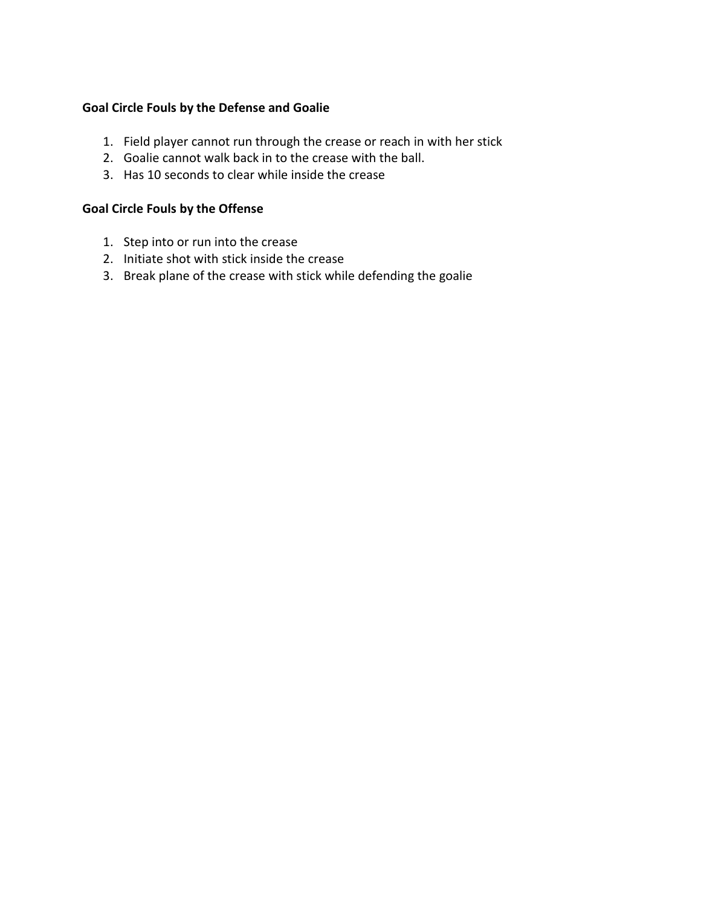**Goal Circle Fouls by the Defense and Goalie**

1. Field player cannot run through the crease or reach in with her stick
2. Goalie cannot walk back in to the crease with the ball.
3. Has 10 seconds to clear while inside the crease

**Goal Circle Fouls by the Offense**

1. Step into or run into the crease
2. Initiate shot with stick inside the crease
3. Break plane of the crease with stick while defending the goalie